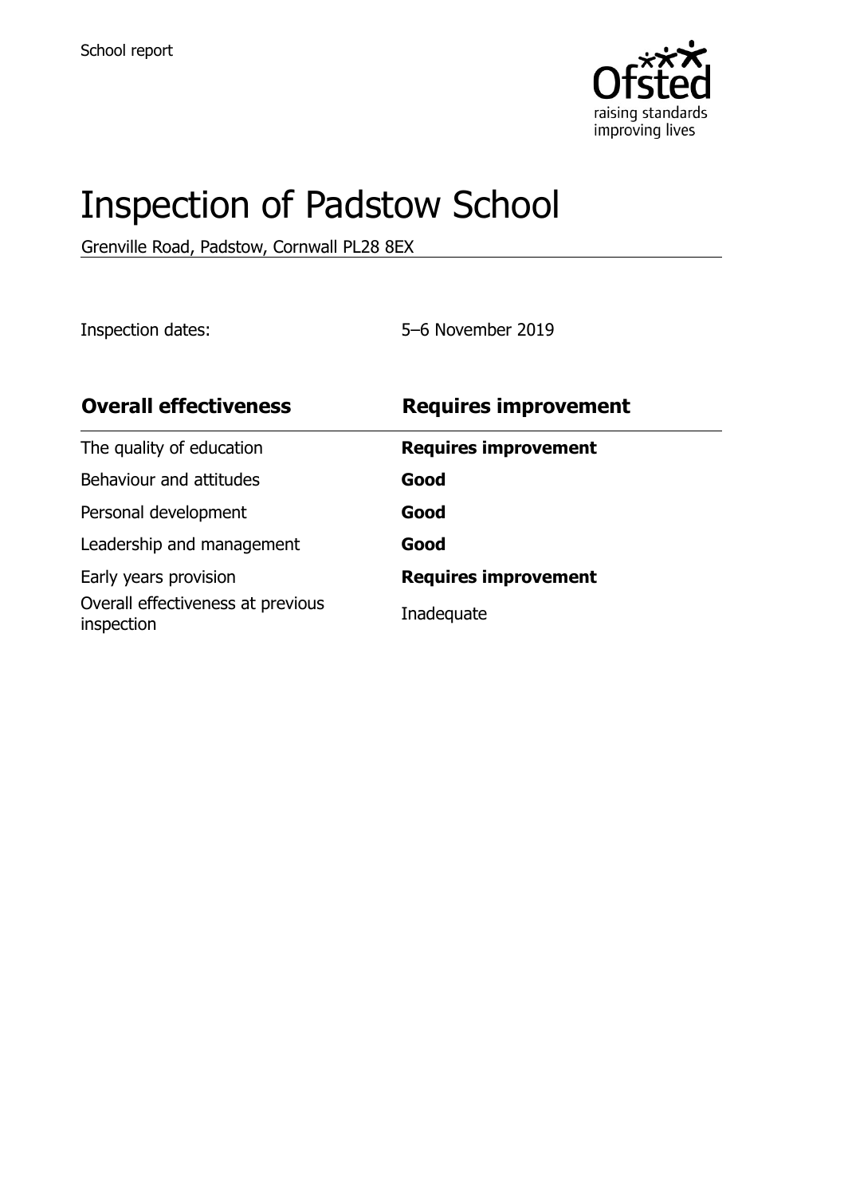School report

# Inspection of Padstow School

Grenville Road, Padstow, Cornwall PL28 8EX

Inspection dates: 5–6 November 2019

| **Overall effectiveness** | **Requires improvement** |
| --- | --- |
| The quality of education | **Requires improvement** |
| Behaviour and attitudes | **Good** |
| Personal development | **Good** |
| Leadership and management | **Good** |
| Early years provision | **Requires improvement** |
| Overall effectiveness at previous inspection | Inadequate |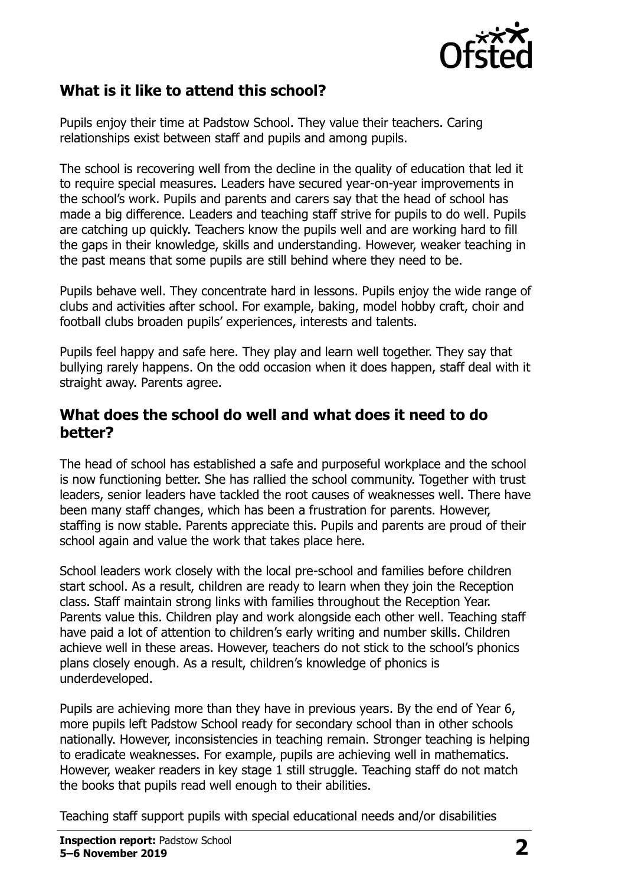## What is it like to attend this school?

Pupils enjoy their time at Padstow School. They value their teachers. Caring relationships exist between staff and pupils and among pupils.

The school is recovering well from the decline in the quality of education that led it to require special measures. Leaders have secured year-on-year improvements in the school's work. Pupils and parents and carers say that the head of school has made a big difference. Leaders and teaching staff strive for pupils to do well. Pupils are catching up quickly. Teachers know the pupils well and are working hard to fill the gaps in their knowledge, skills and understanding. However, weaker teaching in the past means that some pupils are still behind where they need to be.

Pupils behave well. They concentrate hard in lessons. Pupils enjoy the wide range of clubs and activities after school. For example, baking, model hobby craft, choir and football clubs broaden pupils' experiences, interests and talents.

Pupils feel happy and safe here. They play and learn well together. They say that bullying rarely happens. On the odd occasion when it does happen, staff deal with it straight away. Parents agree.

## What does the school do well and what does it need to do better?

The head of school has established a safe and purposeful workplace and the school is now functioning better. She has rallied the school community. Together with trust leaders, senior leaders have tackled the root causes of weaknesses well. There have been many staff changes, which has been a frustration for parents. However, staffing is now stable. Parents appreciate this. Pupils and parents are proud of their school again and value the work that takes place here.

School leaders work closely with the local pre-school and families before children start school. As a result, children are ready to learn when they join the Reception class. Staff maintain strong links with families throughout the Reception Year. Parents value this. Children play and work alongside each other well. Teaching staff have paid a lot of attention to children's early writing and number skills. Children achieve well in these areas. However, teachers do not stick to the school's phonics plans closely enough. As a result, children's knowledge of phonics is underdeveloped.

Pupils are achieving more than they have in previous years. By the end of Year 6, more pupils left Padstow School ready for secondary school than in other schools nationally. However, inconsistencies in teaching remain. Stronger teaching is helping to eradicate weaknesses. For example, pupils are achieving well in mathematics. However, weaker readers in key stage 1 still struggle. Teaching staff do not match the books that pupils read well enough to their abilities.

Teaching staff support pupils with special educational needs and/or disabilities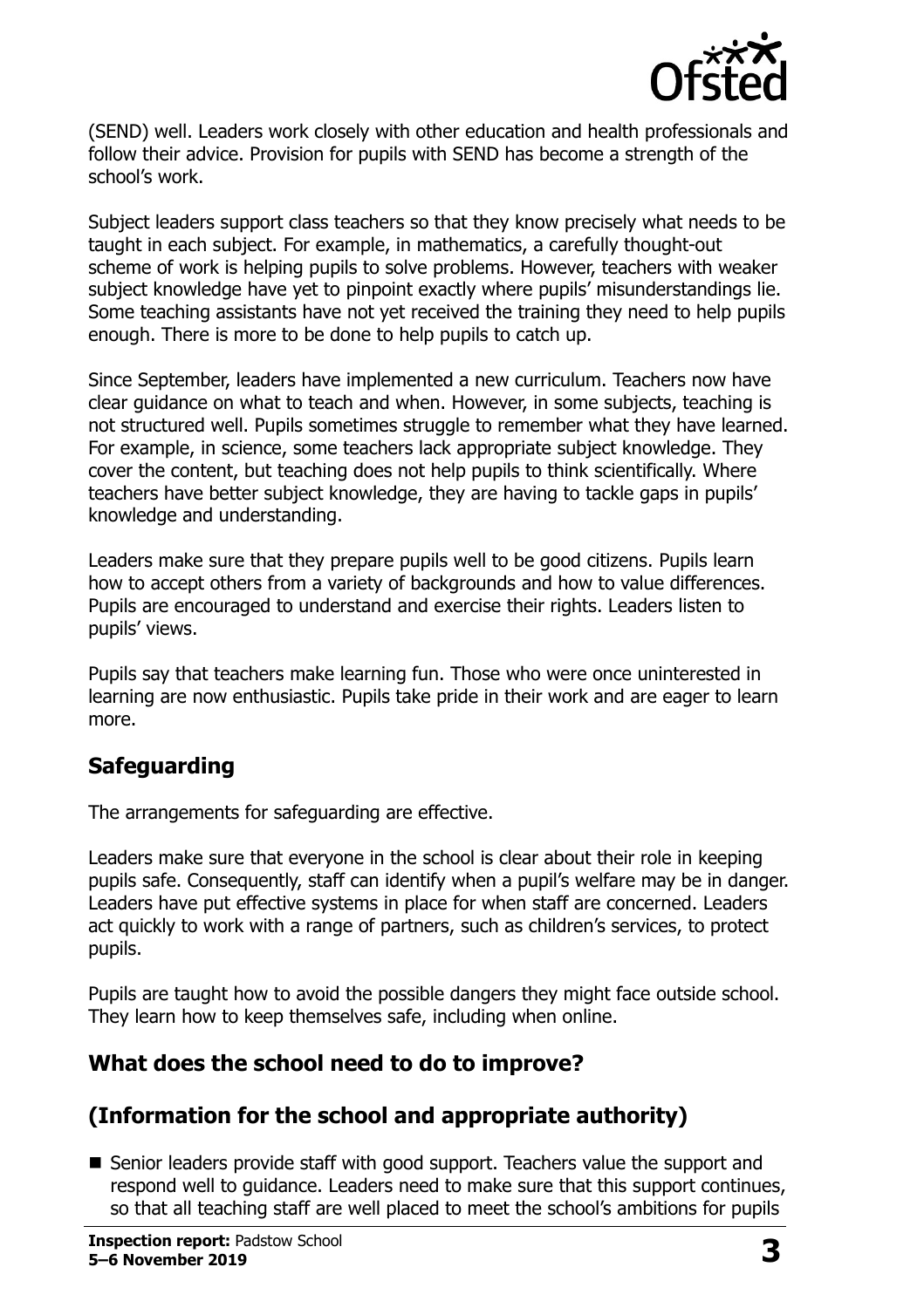(SEND) well. Leaders work closely with other education and health professionals and follow their advice. Provision for pupils with SEND has become a strength of the school's work.

Subject leaders support class teachers so that they know precisely what needs to be taught in each subject. For example, in mathematics, a carefully thought-out scheme of work is helping pupils to solve problems. However, teachers with weaker subject knowledge have yet to pinpoint exactly where pupils' misunderstandings lie. Some teaching assistants have not yet received the training they need to help pupils enough. There is more to be done to help pupils to catch up.

Since September, leaders have implemented a new curriculum. Teachers now have clear guidance on what to teach and when. However, in some subjects, teaching is not structured well. Pupils sometimes struggle to remember what they have learned. For example, in science, some teachers lack appropriate subject knowledge. They cover the content, but teaching does not help pupils to think scientifically. Where teachers have better subject knowledge, they are having to tackle gaps in pupils' knowledge and understanding.

Leaders make sure that they prepare pupils well to be good citizens. Pupils learn how to accept others from a variety of backgrounds and how to value differences. Pupils are encouraged to understand and exercise their rights. Leaders listen to pupils' views.

Pupils say that teachers make learning fun. Those who were once uninterested in learning are now enthusiastic. Pupils take pride in their work and are eager to learn more.

## Safeguarding

The arrangements for safeguarding are effective.

Leaders make sure that everyone in the school is clear about their role in keeping pupils safe. Consequently, staff can identify when a pupil's welfare may be in danger. Leaders have put effective systems in place for when staff are concerned. Leaders act quickly to work with a range of partners, such as children's services, to protect pupils.

Pupils are taught how to avoid the possible dangers they might face outside school. They learn how to keep themselves safe, including when online.

## What does the school need to do to improve?

## (Information for the school and appropriate authority)

- Senior leaders provide staff with good support. Teachers value the support and respond well to guidance. Leaders need to make sure that this support continues, so that all teaching staff are well placed to meet the school's ambitions for pupils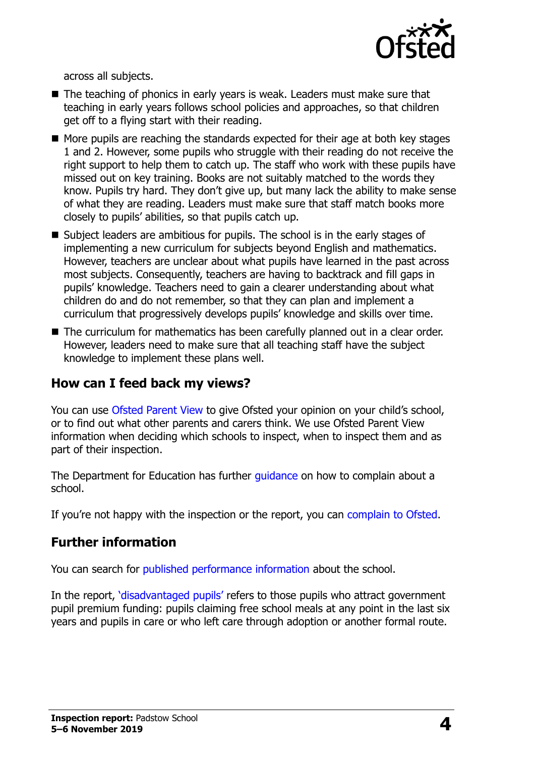across all subjects.

- The teaching of phonics in early years is weak. Leaders must make sure that teaching in early years follows school policies and approaches, so that children get off to a flying start with their reading.
- More pupils are reaching the standards expected for their age at both key stages 1 and 2. However, some pupils who struggle with their reading do not receive the right support to help them to catch up. The staff who work with these pupils have missed out on key training. Books are not suitably matched to the words they know. Pupils try hard. They don't give up, but many lack the ability to make sense of what they are reading. Leaders must make sure that staff match books more closely to pupils' abilities, so that pupils catch up.
- Subject leaders are ambitious for pupils. The school is in the early stages of implementing a new curriculum for subjects beyond English and mathematics. However, teachers are unclear about what pupils have learned in the past across most subjects. Consequently, teachers are having to backtrack and fill gaps in pupils' knowledge. Teachers need to gain a clearer understanding about what children do and do not remember, so that they can plan and implement a curriculum that progressively develops pupils' knowledge and skills over time.
- The curriculum for mathematics has been carefully planned out in a clear order. However, leaders need to make sure that all teaching staff have the subject knowledge to implement these plans well.

## How can I feed back my views?

You can use Ofsted Parent View to give Ofsted your opinion on your child's school, or to find out what other parents and carers think. We use Ofsted Parent View information when deciding which schools to inspect, when to inspect them and as part of their inspection.

The Department for Education has further guidance on how to complain about a school.

If you're not happy with the inspection or the report, you can complain to Ofsted.

## Further information

You can search for published performance information about the school.

In the report, 'disadvantaged pupils' refers to those pupils who attract government pupil premium funding: pupils claiming free school meals at any point in the last six years and pupils in care or who left care through adoption or another formal route.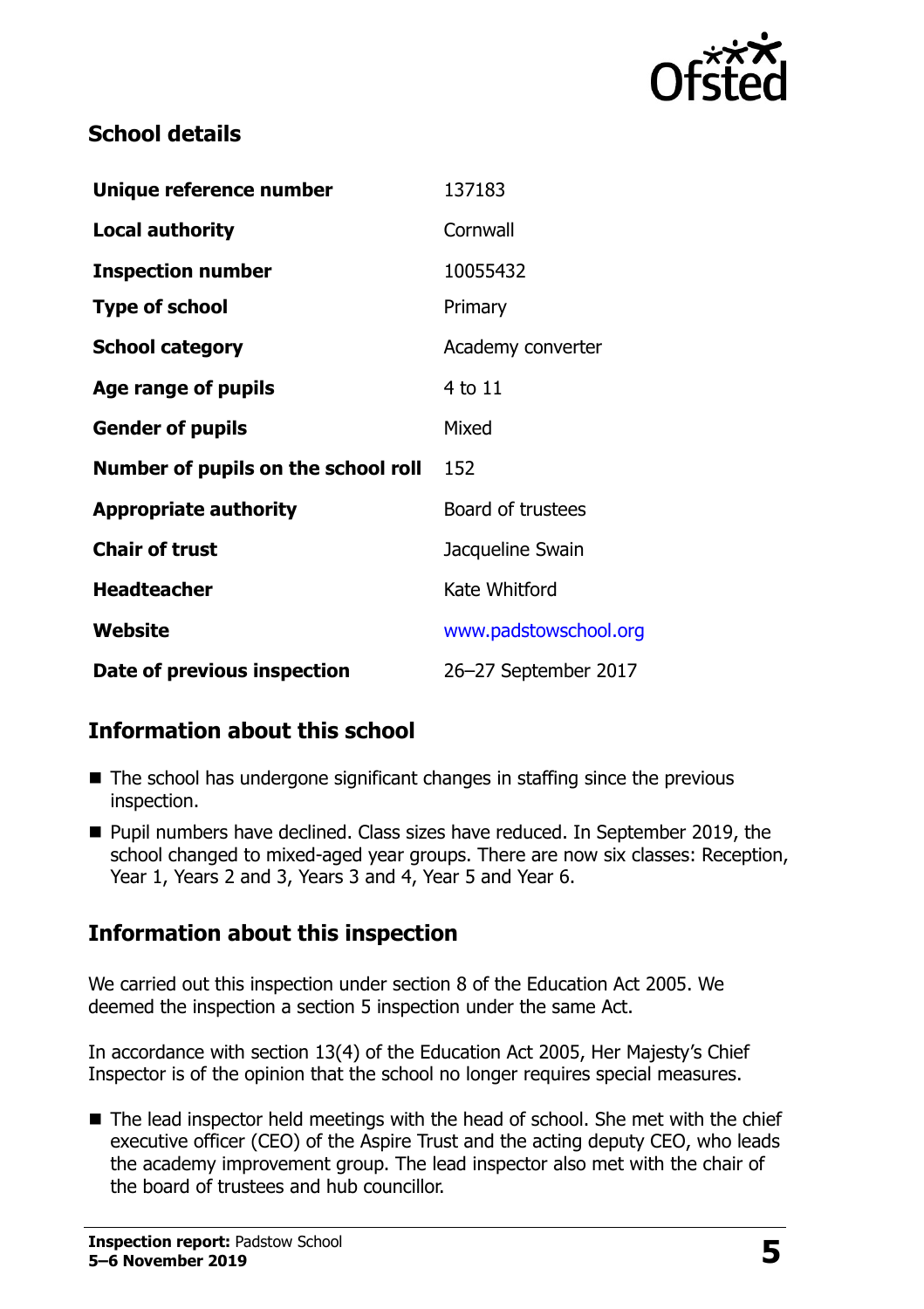## School details

| | |
|---|---|
| **Unique reference number** | 137183 |
| **Local authority** | Cornwall |
| **Inspection number** | 10055432 |
| **Type of school** | Primary |
| **School category** | Academy converter |
| **Age range of pupils** | 4 to 11 |
| **Gender of pupils** | Mixed |
| **Number of pupils on the school roll** | 152 |
| **Appropriate authority** | Board of trustees |
| **Chair of trust** | Jacqueline Swain |
| **Headteacher** | Kate Whitford |
| **Website** | www.padstowschool.org |
| **Date of previous inspection** | 26–27 September 2017 |

## Information about this school

- The school has undergone significant changes in staffing since the previous inspection.
- Pupil numbers have declined. Class sizes have reduced. In September 2019, the school changed to mixed-aged year groups. There are now six classes: Reception, Year 1, Years 2 and 3, Years 3 and 4, Year 5 and Year 6.

## Information about this inspection

We carried out this inspection under section 8 of the Education Act 2005. We deemed the inspection a section 5 inspection under the same Act.

In accordance with section 13(4) of the Education Act 2005, Her Majesty's Chief Inspector is of the opinion that the school no longer requires special measures.

- The lead inspector held meetings with the head of school. She met with the chief executive officer (CEO) of the Aspire Trust and the acting deputy CEO, who leads the academy improvement group. The lead inspector also met with the chair of the board of trustees and hub councillor.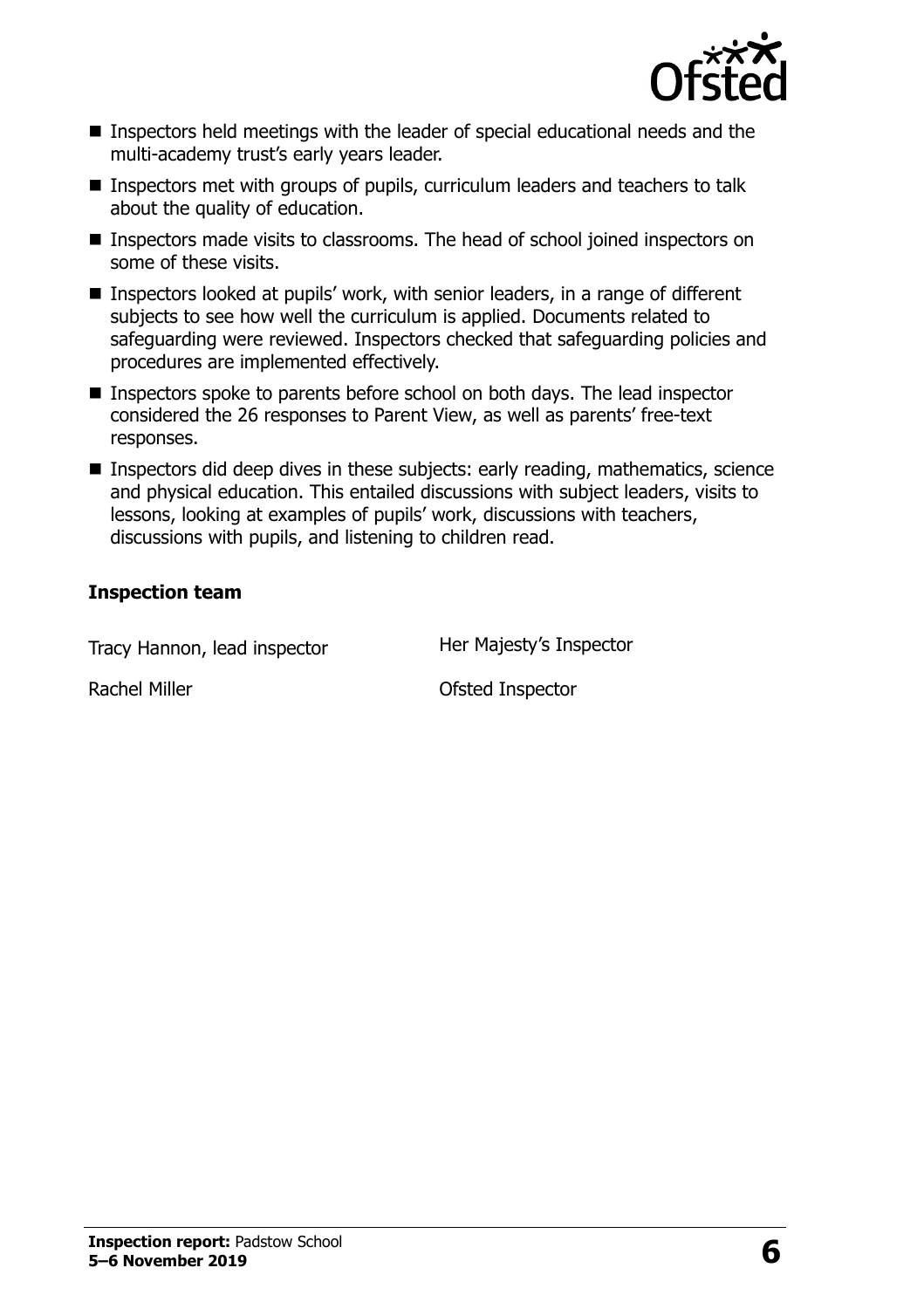- Inspectors held meetings with the leader of special educational needs and the multi-academy trust's early years leader.
- Inspectors met with groups of pupils, curriculum leaders and teachers to talk about the quality of education.
- Inspectors made visits to classrooms. The head of school joined inspectors on some of these visits.
- Inspectors looked at pupils' work, with senior leaders, in a range of different subjects to see how well the curriculum is applied. Documents related to safeguarding were reviewed. Inspectors checked that safeguarding policies and procedures are implemented effectively.
- Inspectors spoke to parents before school on both days. The lead inspector considered the 26 responses to Parent View, as well as parents' free-text responses.
- Inspectors did deep dives in these subjects: early reading, mathematics, science and physical education. This entailed discussions with subject leaders, visits to lessons, looking at examples of pupils' work, discussions with teachers, discussions with pupils, and listening to children read.

### Inspection team

| | |
|---|---|
| Tracy Hannon, lead inspector | Her Majesty's Inspector |
| Rachel Miller | Ofsted Inspector |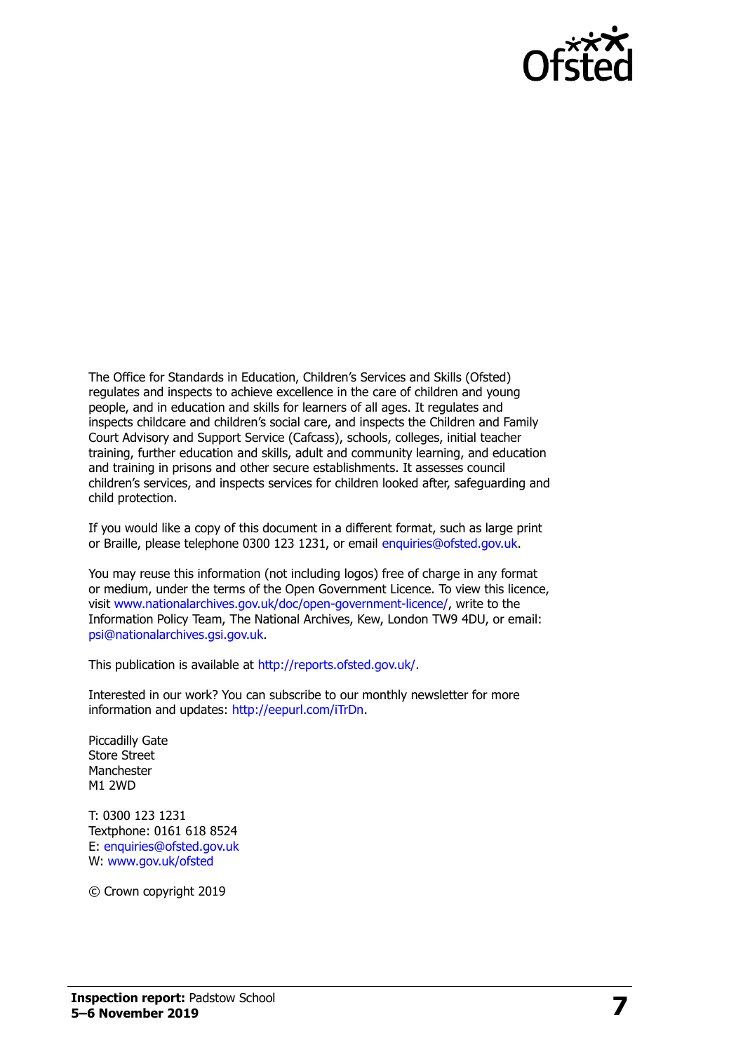The Office for Standards in Education, Children's Services and Skills (Ofsted) regulates and inspects to achieve excellence in the care of children and young people, and in education and skills for learners of all ages. It regulates and inspects childcare and children's social care, and inspects the Children and Family Court Advisory and Support Service (Cafcass), schools, colleges, initial teacher training, further education and skills, adult and community learning, and education and training in prisons and other secure establishments. It assesses council children's services, and inspects services for children looked after, safeguarding and child protection.

If you would like a copy of this document in a different format, such as large print or Braille, please telephone 0300 123 1231, or email enquiries@ofsted.gov.uk.

You may reuse this information (not including logos) free of charge in any format or medium, under the terms of the Open Government Licence. To view this licence, visit www.nationalarchives.gov.uk/doc/open-government-licence/, write to the Information Policy Team, The National Archives, Kew, London TW9 4DU, or email: psi@nationalarchives.gsi.gov.uk.

This publication is available at http://reports.ofsted.gov.uk/.

Interested in our work? You can subscribe to our monthly newsletter for more information and updates: http://eepurl.com/iTrDn.

Piccadilly Gate
Store Street
Manchester
M1 2WD

T: 0300 123 1231
Textphone: 0161 618 8524
E: enquiries@ofsted.gov.uk
W: www.gov.uk/ofsted

© Crown copyright 2019